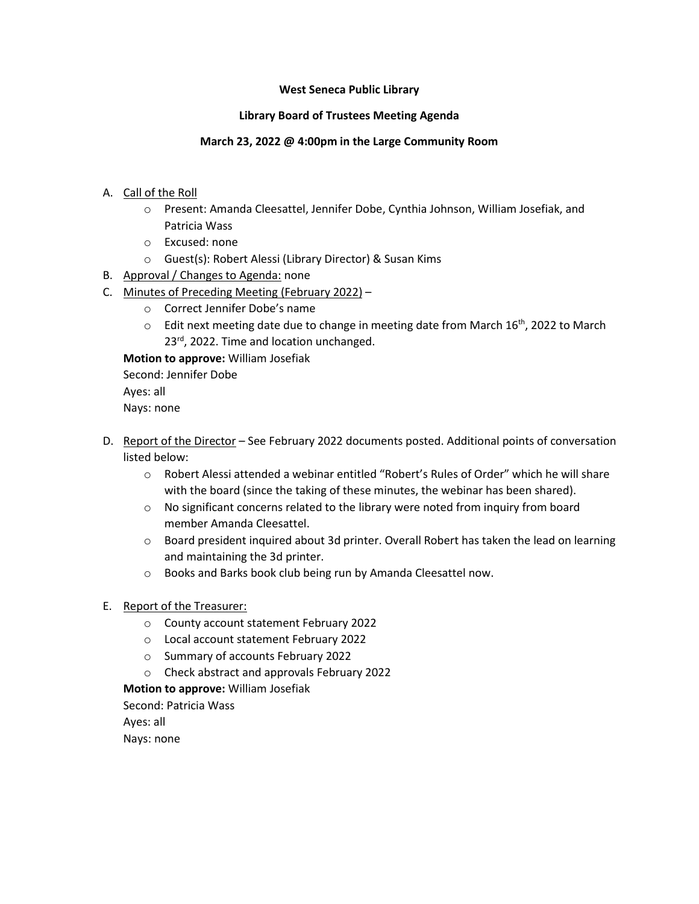**West Seneca Public Library**

**Library Board of Trustees Meeting Agenda**

**March 23, 2022 @ 4:00pm in the Large Community Room**

A. Call of the Roll
   - Present: Amanda Cleesattel, Jennifer Dobe, Cynthia Johnson, William Josefiak, and Patricia Wass
   - Excused: none
   - Guest(s): Robert Alessi (Library Director) & Susan Kims

B. Approval / Changes to Agenda: none

C. Minutes of Preceding Meeting (February 2022) –
   - Correct Jennifer Dobe's name
   - Edit next meeting date due to change in meeting date from March 16th, 2022 to March 23rd, 2022. Time and location unchanged.

   **Motion to approve:** William Josefiak
   Second: Jennifer Dobe
   Ayes: all
   Nays: none

D. Report of the Director – See February 2022 documents posted. Additional points of conversation listed below:
   - Robert Alessi attended a webinar entitled "Robert's Rules of Order" which he will share with the board (since the taking of these minutes, the webinar has been shared).
   - No significant concerns related to the library were noted from inquiry from board member Amanda Cleesattel.
   - Board president inquired about 3d printer. Overall Robert has taken the lead on learning and maintaining the 3d printer.
   - Books and Barks book club being run by Amanda Cleesattel now.

E. Report of the Treasurer:
   - County account statement February 2022
   - Local account statement February 2022
   - Summary of accounts February 2022
   - Check abstract and approvals February 2022

   **Motion to approve:** William Josefiak
   Second: Patricia Wass
   Ayes: all
   Nays: none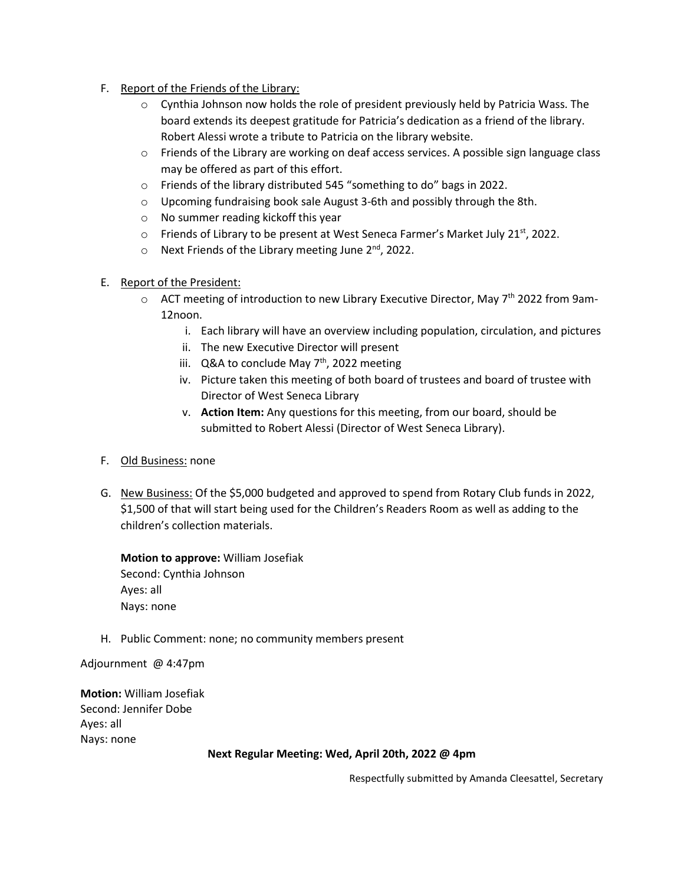F. Report of the Friends of the Library:
   - Cynthia Johnson now holds the role of president previously held by Patricia Wass. The board extends its deepest gratitude for Patricia's dedication as a friend of the library. Robert Alessi wrote a tribute to Patricia on the library website.
   - Friends of the Library are working on deaf access services. A possible sign language class may be offered as part of this effort.
   - Friends of the library distributed 545 "something to do" bags in 2022.
   - Upcoming fundraising book sale August 3-6th and possibly through the 8th.
   - No summer reading kickoff this year
   - Friends of Library to be present at West Seneca Farmer's Market July 21st, 2022.
   - Next Friends of the Library meeting June 2nd, 2022.

E. Report of the President:
   - ACT meeting of introduction to new Library Executive Director, May 7th 2022 from 9am-12noon.
     i. Each library will have an overview including population, circulation, and pictures
     ii. The new Executive Director will present
     iii. Q&A to conclude May 7th, 2022 meeting
     iv. Picture taken this meeting of both board of trustees and board of trustee with Director of West Seneca Library
     v. **Action Item:** Any questions for this meeting, from our board, should be submitted to Robert Alessi (Director of West Seneca Library).

F. Old Business: none

G. New Business: Of the $5,000 budgeted and approved to spend from Rotary Club funds in 2022, $1,500 of that will start being used for the Children's Readers Room as well as adding to the children's collection materials.

   **Motion to approve:** William Josefiak
   Second: Cynthia Johnson
   Ayes: all
   Nays: none

H. Public Comment: none; no community members present

Adjournment @ 4:47pm

**Motion:** William Josefiak
Second: Jennifer Dobe
Ayes: all
Nays: none

**Next Regular Meeting: Wed, April 20th, 2022 @ 4pm**

Respectfully submitted by Amanda Cleesattel, Secretary